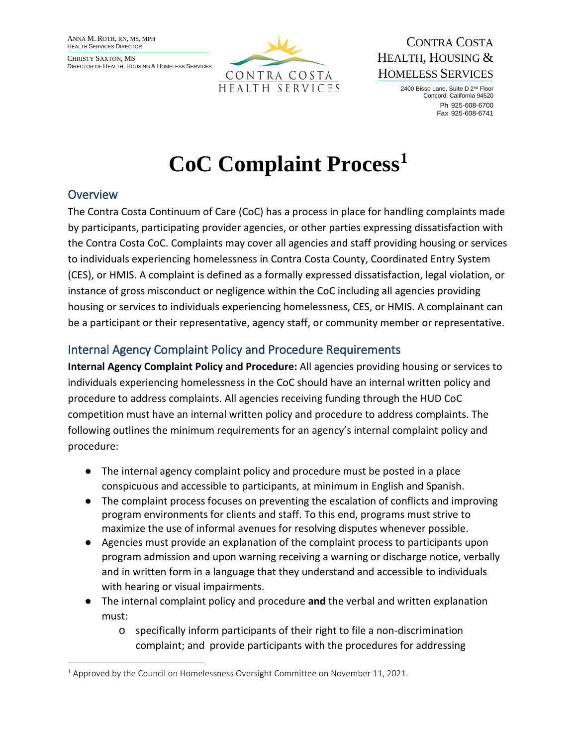ANNA M. ROTH, RN, MS, MPH
HEALTH SERVICES DIRECTOR

CHRISTY SAXTON, MS
DIRECTOR OF HEALTH, HOUSING & HOMELESS SERVICES

CONTRA COSTA HEALTH SERVICES

CONTRA COSTA HEALTH, HOUSING & HOMELESS SERVICES

2400 Bisso Lane, Suite D 2nd Floor
Concord, California 94520
Ph 925-608-6700
Fax 925-608-6741

# CoC Complaint Process[1]

## Overview

The Contra Costa Continuum of Care (CoC) has a process in place for handling complaints made by participants, participating provider agencies, or other parties expressing dissatisfaction with the Contra Costa CoC. Complaints may cover all agencies and staff providing housing or services to individuals experiencing homelessness in Contra Costa County, Coordinated Entry System (CES), or HMIS. A complaint is defined as a formally expressed dissatisfaction, legal violation, or instance of gross misconduct or negligence within the CoC including all agencies providing housing or services to individuals experiencing homelessness, CES, or HMIS. A complainant can be a participant or their representative, agency staff, or community member or representative.

## Internal Agency Complaint Policy and Procedure Requirements

**Internal Agency Complaint Policy and Procedure:** All agencies providing housing or services to individuals experiencing homelessness in the CoC should have an internal written policy and procedure to address complaints. All agencies receiving funding through the HUD CoC competition must have an internal written policy and procedure to address complaints. The following outlines the minimum requirements for an agency's internal complaint policy and procedure:

- The internal agency complaint policy and procedure must be posted in a place conspicuous and accessible to participants, at minimum in English and Spanish.
- The complaint process focuses on preventing the escalation of conflicts and improving program environments for clients and staff. To this end, programs must strive to maximize the use of informal avenues for resolving disputes whenever possible.
- Agencies must provide an explanation of the complaint process to participants upon program admission and upon warning receiving a warning or discharge notice, verbally and in written form in a language that they understand and accessible to individuals with hearing or visual impairments.
- The internal complaint policy and procedure **and** the verbal and written explanation must:
    - specifically inform participants of their right to file a non-discrimination complaint; and provide participants with the procedures for addressing

[1] Approved by the Council on Homelessness Oversight Committee on November 11, 2021.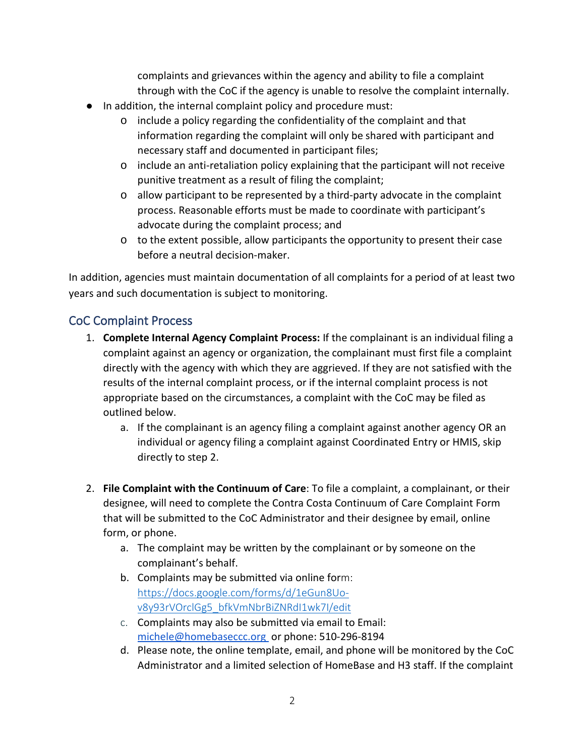complaints and grievances within the agency and ability to file a complaint through with the CoC if the agency is unable to resolve the complaint internally.

- In addition, the internal complaint policy and procedure must:
  - include a policy regarding the confidentiality of the complaint and that information regarding the complaint will only be shared with participant and necessary staff and documented in participant files;
  - include an anti-retaliation policy explaining that the participant will not receive punitive treatment as a result of filing the complaint;
  - allow participant to be represented by a third-party advocate in the complaint process. Reasonable efforts must be made to coordinate with participant's advocate during the complaint process; and
  - to the extent possible, allow participants the opportunity to present their case before a neutral decision-maker.

In addition, agencies must maintain documentation of all complaints for a period of at least two years and such documentation is subject to monitoring.

## CoC Complaint Process

1. **Complete Internal Agency Complaint Process:** If the complainant is an individual filing a complaint against an agency or organization, the complainant must first file a complaint directly with the agency with which they are aggrieved. If they are not satisfied with the results of the internal complaint process, or if the internal complaint process is not appropriate based on the circumstances, a complaint with the CoC may be filed as outlined below.
   a. If the complainant is an agency filing a complaint against another agency OR an individual or agency filing a complaint against Coordinated Entry or HMIS, skip directly to step 2.

2. **File Complaint with the Continuum of Care**: To file a complaint, a complainant, or their designee, will need to complete the Contra Costa Continuum of Care Complaint Form that will be submitted to the CoC Administrator and their designee by email, online form, or phone.
   a. The complaint may be written by the complainant or by someone on the complainant's behalf.
   b. Complaints may be submitted via online form: https://docs.google.com/forms/d/1eGun8Uo-v8y93rVOrclGg5_bfkVmNbrBiZNRdI1wk7I/edit
   c. Complaints may also be submitted via email to Email: michele@homebaseccc.org or phone: 510-296-8194
   d. Please note, the online template, email, and phone will be monitored by the CoC Administrator and a limited selection of HomeBase and H3 staff. If the complaint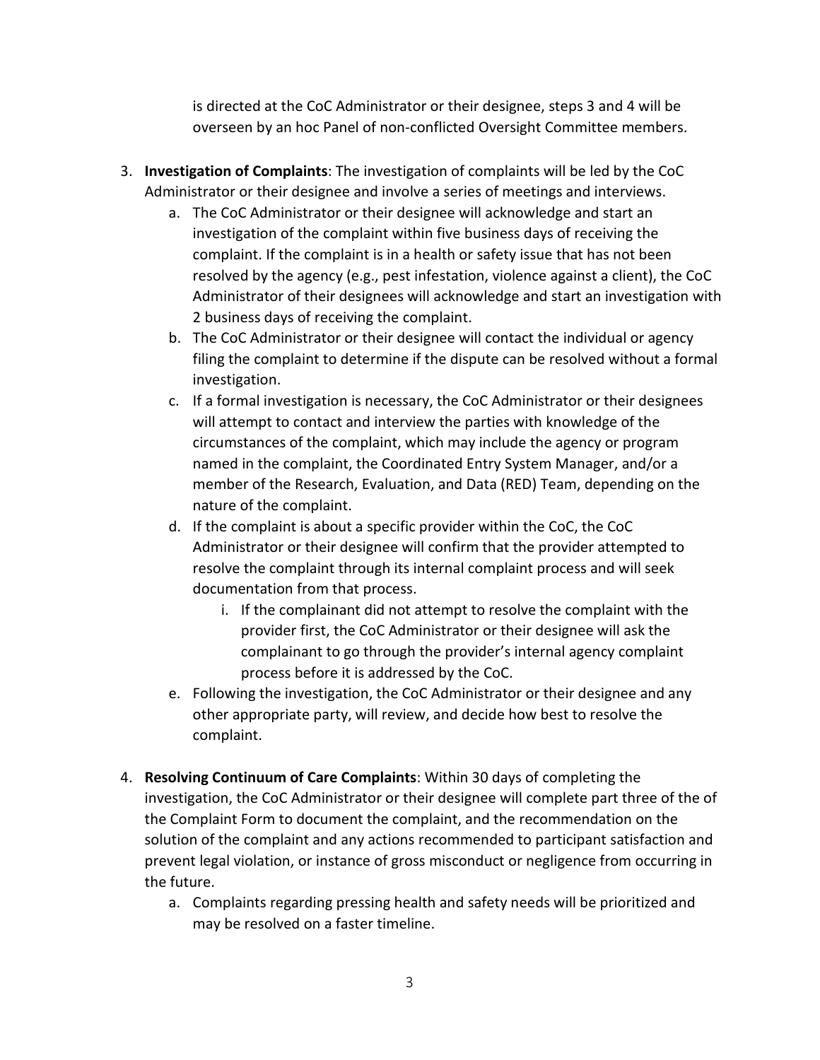is directed at the CoC Administrator or their designee, steps 3 and 4 will be overseen by an hoc Panel of non-conflicted Oversight Committee members.

3. **Investigation of Complaints**: The investigation of complaints will be led by the CoC Administrator or their designee and involve a series of meetings and interviews.
   a. The CoC Administrator or their designee will acknowledge and start an investigation of the complaint within five business days of receiving the complaint. If the complaint is in a health or safety issue that has not been resolved by the agency (e.g., pest infestation, violence against a client), the CoC Administrator of their designees will acknowledge and start an investigation with 2 business days of receiving the complaint.
   b. The CoC Administrator or their designee will contact the individual or agency filing the complaint to determine if the dispute can be resolved without a formal investigation.
   c. If a formal investigation is necessary, the CoC Administrator or their designees will attempt to contact and interview the parties with knowledge of the circumstances of the complaint, which may include the agency or program named in the complaint, the Coordinated Entry System Manager, and/or a member of the Research, Evaluation, and Data (RED) Team, depending on the nature of the complaint.
   d. If the complaint is about a specific provider within the CoC, the CoC Administrator or their designee will confirm that the provider attempted to resolve the complaint through its internal complaint process and will seek documentation from that process.
      i. If the complainant did not attempt to resolve the complaint with the provider first, the CoC Administrator or their designee will ask the complainant to go through the provider's internal agency complaint process before it is addressed by the CoC.
   e. Following the investigation, the CoC Administrator or their designee and any other appropriate party, will review, and decide how best to resolve the complaint.

4. **Resolving Continuum of Care Complaints**: Within 30 days of completing the investigation, the CoC Administrator or their designee will complete part three of the of the Complaint Form to document the complaint, and the recommendation on the solution of the complaint and any actions recommended to participant satisfaction and prevent legal violation, or instance of gross misconduct or negligence from occurring in the future.
   a. Complaints regarding pressing health and safety needs will be prioritized and may be resolved on a faster timeline.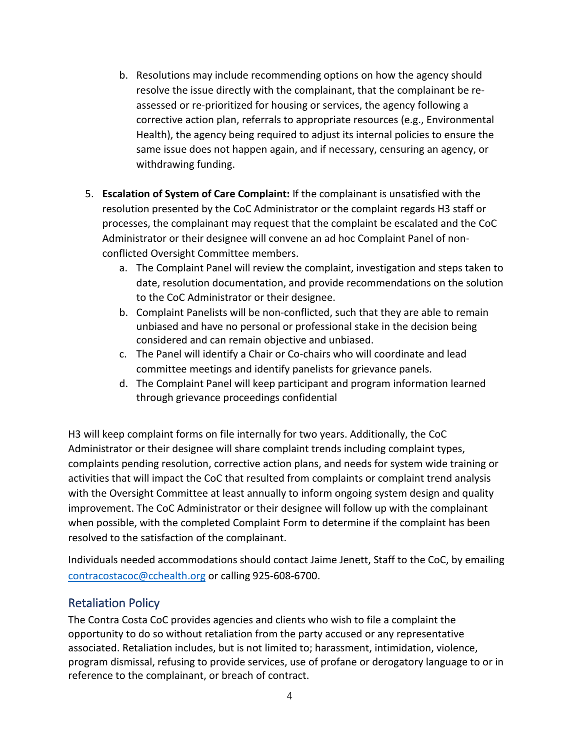b. Resolutions may include recommending options on how the agency should resolve the issue directly with the complainant, that the complainant be re-assessed or re-prioritized for housing or services, the agency following a corrective action plan, referrals to appropriate resources (e.g., Environmental Health), the agency being required to adjust its internal policies to ensure the same issue does not happen again, and if necessary, censuring an agency, or withdrawing funding.

5. **Escalation of System of Care Complaint:** If the complainant is unsatisfied with the resolution presented by the CoC Administrator or the complaint regards H3 staff or processes, the complainant may request that the complaint be escalated and the CoC Administrator or their designee will convene an ad hoc Complaint Panel of non-conflicted Oversight Committee members.
   a. The Complaint Panel will review the complaint, investigation and steps taken to date, resolution documentation, and provide recommendations on the solution to the CoC Administrator or their designee.
   b. Complaint Panelists will be non-conflicted, such that they are able to remain unbiased and have no personal or professional stake in the decision being considered and can remain objective and unbiased.
   c. The Panel will identify a Chair or Co-chairs who will coordinate and lead committee meetings and identify panelists for grievance panels.
   d. The Complaint Panel will keep participant and program information learned through grievance proceedings confidential

H3 will keep complaint forms on file internally for two years. Additionally, the CoC Administrator or their designee will share complaint trends including complaint types, complaints pending resolution, corrective action plans, and needs for system wide training or activities that will impact the CoC that resulted from complaints or complaint trend analysis with the Oversight Committee at least annually to inform ongoing system design and quality improvement. The CoC Administrator or their designee will follow up with the complainant when possible, with the completed Complaint Form to determine if the complaint has been resolved to the satisfaction of the complainant.

Individuals needed accommodations should contact Jaime Jenett, Staff to the CoC, by emailing contracostacoc@cchealth.org or calling 925-608-6700.

## Retaliation Policy

The Contra Costa CoC provides agencies and clients who wish to file a complaint the opportunity to do so without retaliation from the party accused or any representative associated. Retaliation includes, but is not limited to; harassment, intimidation, violence, program dismissal, refusing to provide services, use of profane or derogatory language to or in reference to the complainant, or breach of contract.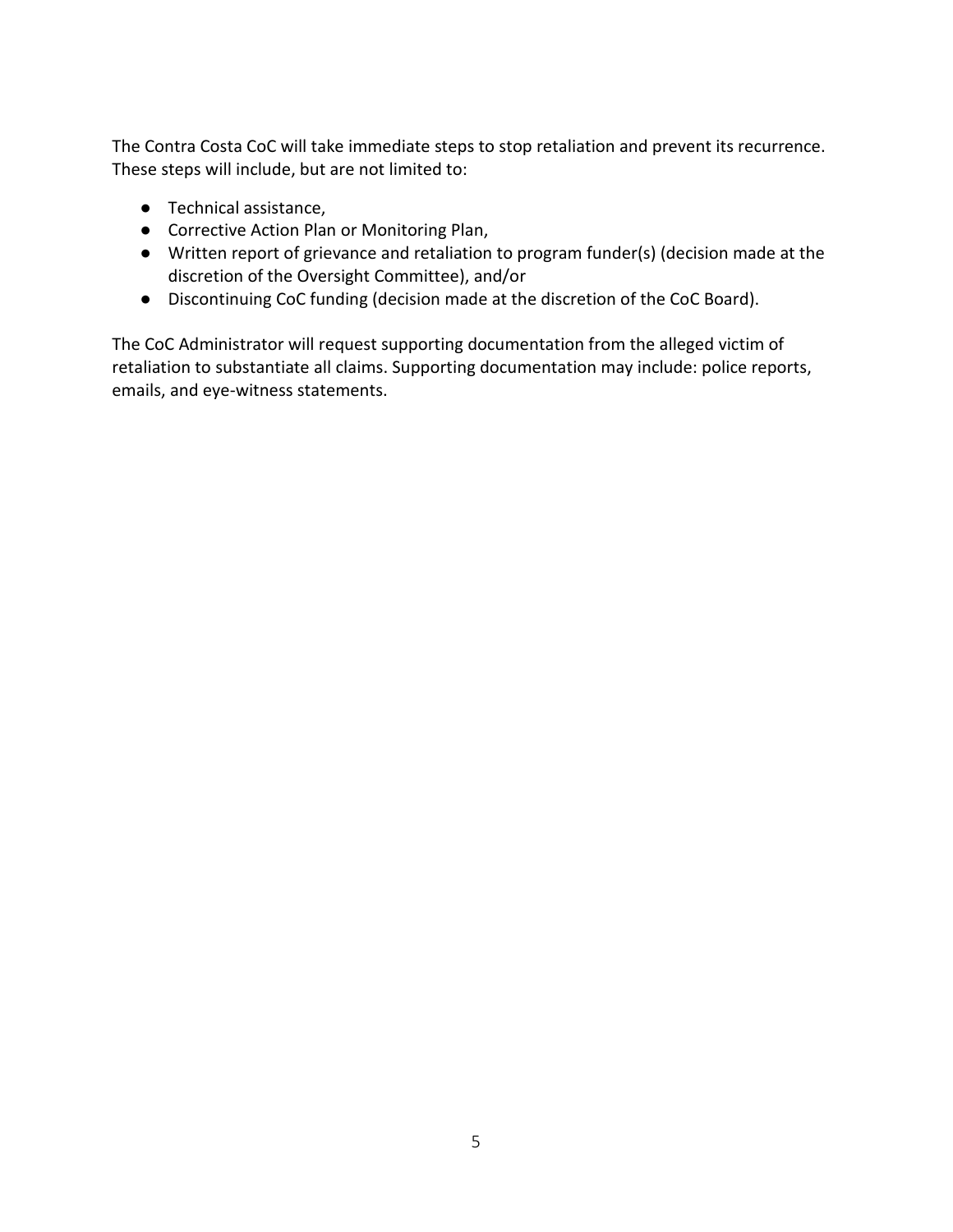The Contra Costa CoC will take immediate steps to stop retaliation and prevent its recurrence. These steps will include, but are not limited to:

- Technical assistance,
- Corrective Action Plan or Monitoring Plan,
- Written report of grievance and retaliation to program funder(s) (decision made at the discretion of the Oversight Committee), and/or
- Discontinuing CoC funding (decision made at the discretion of the CoC Board).

The CoC Administrator will request supporting documentation from the alleged victim of retaliation to substantiate all claims. Supporting documentation may include: police reports, emails, and eye-witness statements.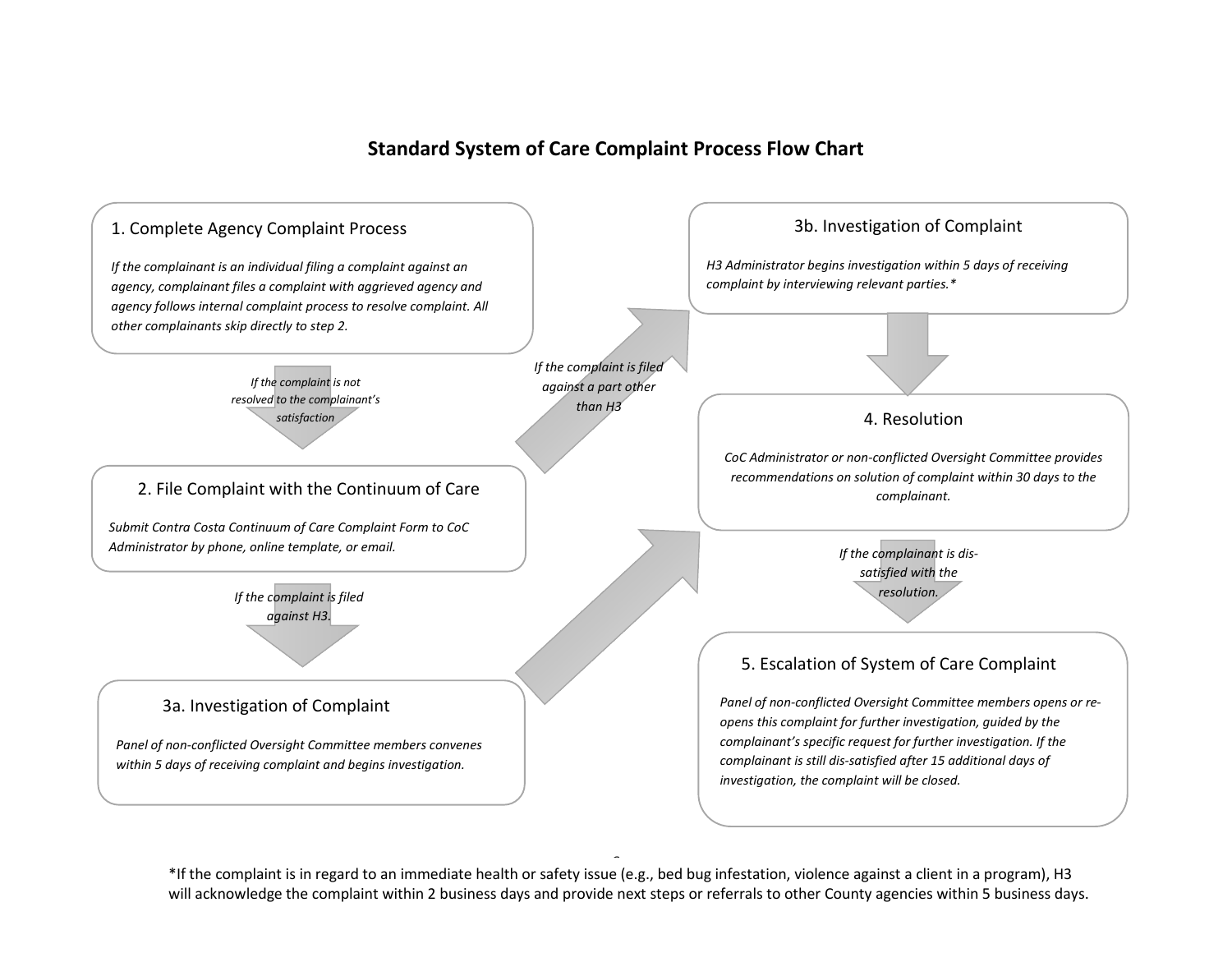## Standard System of Care Complaint Process Flow Chart

### 1. Complete Agency Complaint Process

*If the complainant is an individual filing a complaint against an agency, complainant files a complaint with aggrieved agency and agency follows internal complaint process to resolve complaint. All other complainants skip directly to step 2.*

*If the complaint is not resolved to the complainant's satisfaction*

### 2. File Complaint with the Continuum of Care

*Submit Contra Costa Continuum of Care Complaint Form to CoC Administrator by phone, online template, or email.*

*If the complaint is filed against H3.*

### 3a. Investigation of Complaint

*Panel of non-conflicted Oversight Committee members convenes within 5 days of receiving complaint and begins investigation.*

*If the complaint is filed against a part other than H3*

### 3b. Investigation of Complaint

*H3 Administrator begins investigation within 5 days of receiving complaint by interviewing relevant parties.**

### 4. Resolution

*CoC Administrator or non-conflicted Oversight Committee provides recommendations on solution of complaint within 30 days to the complainant.*

*If the complainant is dis-satisfied with the resolution.*

### 5. Escalation of System of Care Complaint

*Panel of non-conflicted Oversight Committee members opens or re-opens this complaint for further investigation, guided by the complainant's specific request for further investigation. If the complainant is still dis-satisfied after 15 additional days of investigation, the complaint will be closed.*

*If the complaint is in regard to an immediate health or safety issue (e.g., bed bug infestation, violence against a client in a program), H3 will acknowledge the complaint within 2 business days and provide next steps or referrals to other County agencies within 5 business days.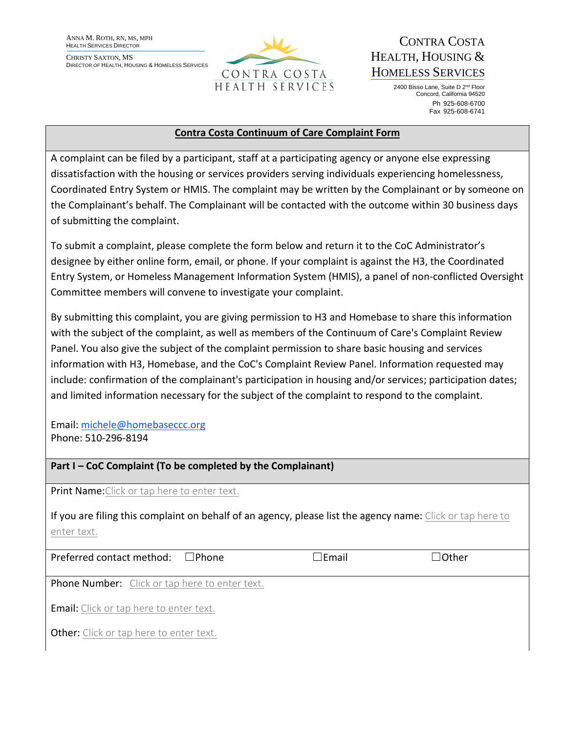ANNA M. ROTH, RN, MS, MPH
HEALTH SERVICES DIRECTOR

CHRISTY SAXTON, MS
DIRECTOR OF HEALTH, HOUSING & HOMELESS SERVICES

CONTRA COSTA HEALTH SERVICES

CONTRA COSTA HEALTH, HOUSING & HOMELESS SERVICES

2400 Bisso Lane, Suite D 2nd Floor
Concord, California 94520
Ph 925-608-6700
Fax 925-608-6741

## Contra Costa Continuum of Care Complaint Form

A complaint can be filed by a participant, staff at a participating agency or anyone else expressing dissatisfaction with the housing or services providers serving individuals experiencing homelessness, Coordinated Entry System or HMIS. The complaint may be written by the Complainant or by someone on the Complainant's behalf. The Complainant will be contacted with the outcome within 30 business days of submitting the complaint.

To submit a complaint, please complete the form below and return it to the CoC Administrator's designee by either online form, email, or phone. If your complaint is against the H3, the Coordinated Entry System, or Homeless Management Information System (HMIS), a panel of non-conflicted Oversight Committee members will convene to investigate your complaint.

By submitting this complaint, you are giving permission to H3 and Homebase to share this information with the subject of the complaint, as well as members of the Continuum of Care's Complaint Review Panel. You also give the subject of the complaint permission to share basic housing and services information with H3, Homebase, and the CoC's Complaint Review Panel. Information requested may include: confirmation of the complainant's participation in housing and/or services; participation dates; and limited information necessary for the subject of the complaint to respond to the complaint.

Email: michele@homebaseccc.org
Phone: 510-296-8194

### Part I – CoC Complaint (To be completed by the Complainant)

Print Name: Click or tap here to enter text.

If you are filing this complaint on behalf of an agency, please list the agency name: Click or tap here to enter text.

Preferred contact method: ☐Phone ☐Email ☐Other

Phone Number: Click or tap here to enter text.

Email: Click or tap here to enter text.

Other: Click or tap here to enter text.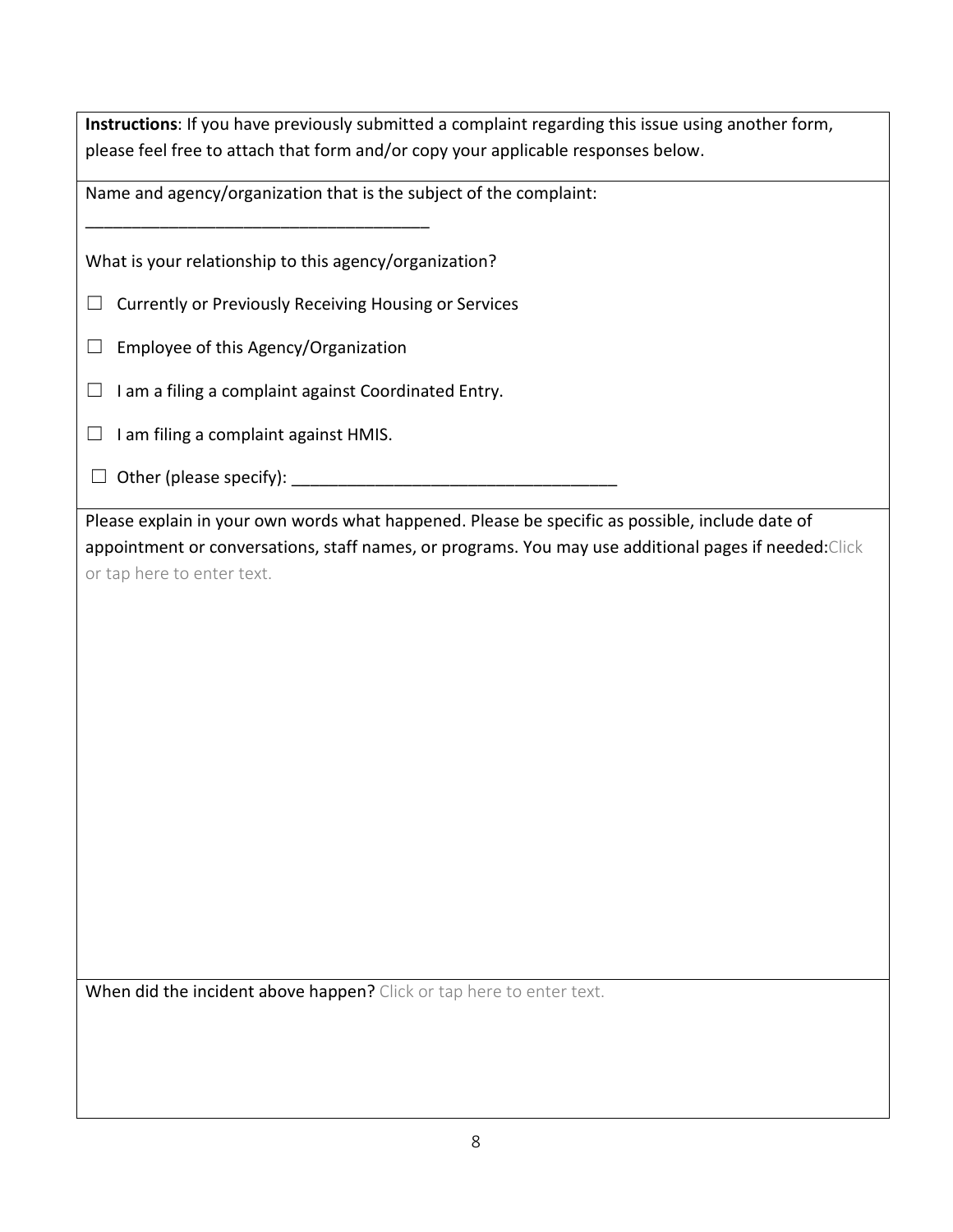**Instructions**: If you have previously submitted a complaint regarding this issue using another form, please feel free to attach that form and/or copy your applicable responses below.

Name and agency/organization that is the subject of the complaint:

___________________________________

What is your relationship to this agency/organization?

☐ Currently or Previously Receiving Housing or Services

☐ Employee of this Agency/Organization

☐ I am a filing a complaint against Coordinated Entry.

☐ I am filing a complaint against HMIS.

☐ Other (please specify): ___________________________________

Please explain in your own words what happened. Please be specific as possible, include date of appointment or conversations, staff names, or programs. You may use additional pages if needed: Click or tap here to enter text.

When did the incident above happen? Click or tap here to enter text.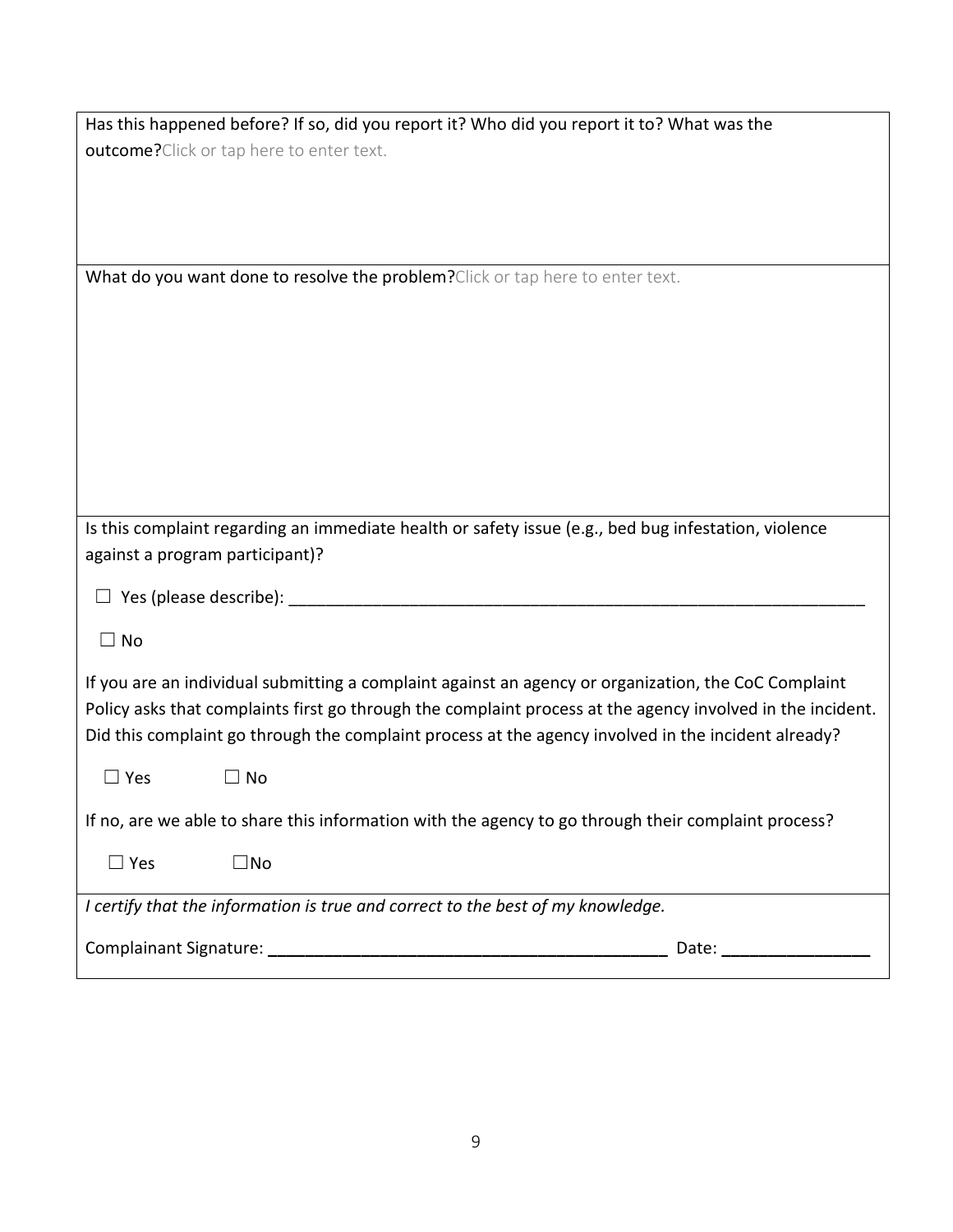Has this happened before? If so, did you report it? Who did you report it to? What was the **outcome?**Click or tap here to enter text.

What do you want done to resolve the **problem?**Click or tap here to enter text.

Is this complaint regarding an immediate health or safety issue (e.g., bed bug infestation, violence against a program participant)?

☐ Yes (please describe): ______________________________________________________________

☐ No

If you are an individual submitting a complaint against an agency or organization, the CoC Complaint Policy asks that complaints first go through the complaint process at the agency involved in the incident. Did this complaint go through the complaint process at the agency involved in the incident already?

☐ Yes ☐ No

If no, are we able to share this information with the agency to go through their complaint process?

☐ Yes ☐No

*I certify that the information is true and correct to the best of my knowledge.*

Complainant Signature: ____________________________________________ Date: ________________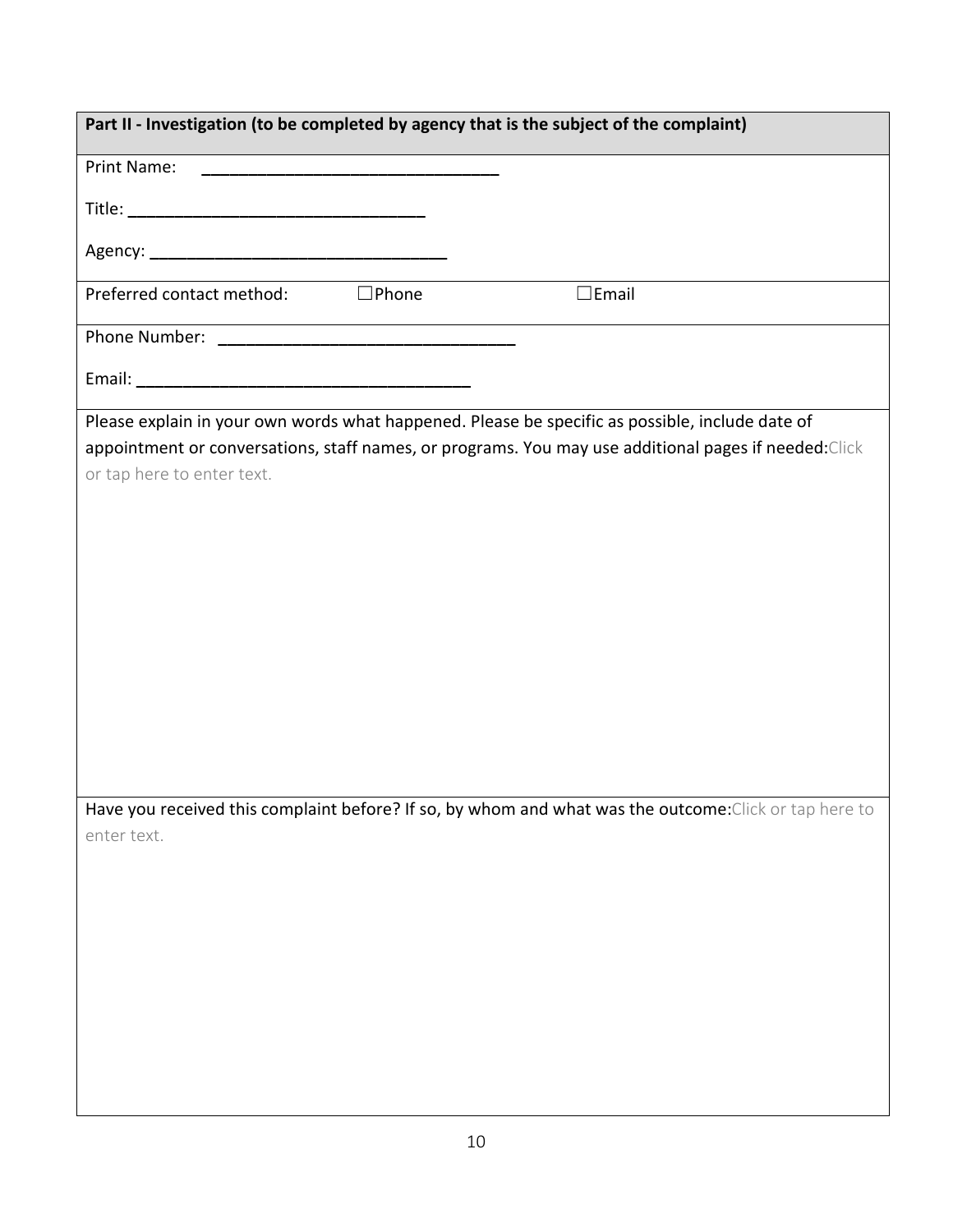**Part II - Investigation (to be completed by agency that is the subject of the complaint)**

Print Name: ________________________________

Title: ________________________________

Agency: ________________________________

Preferred contact method: ☐Phone ☐Email

Phone Number: ________________________________

Email: ____________________________________

Please explain in your own words what happened. Please be specific as possible, include date of appointment or conversations, staff names, or programs. You may use additional pages if needed:Click or tap here to enter text.

Have you received this complaint before? If so, by whom and what was the outcome:Click or tap here to enter text.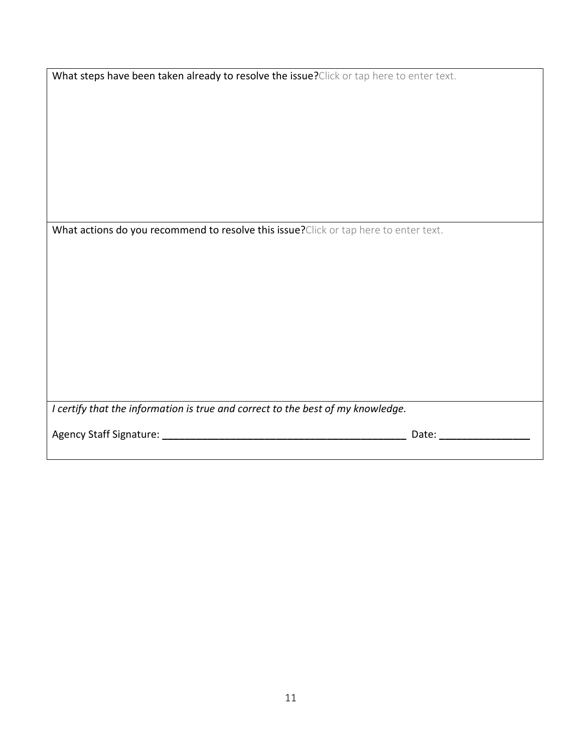What steps have been taken already to resolve the issue?Click or tap here to enter text.

What actions do you recommend to resolve this issue?Click or tap here to enter text.

*I certify that the information is true and correct to the best of my knowledge.*

Agency Staff Signature: ___________________________________________ Date: _______________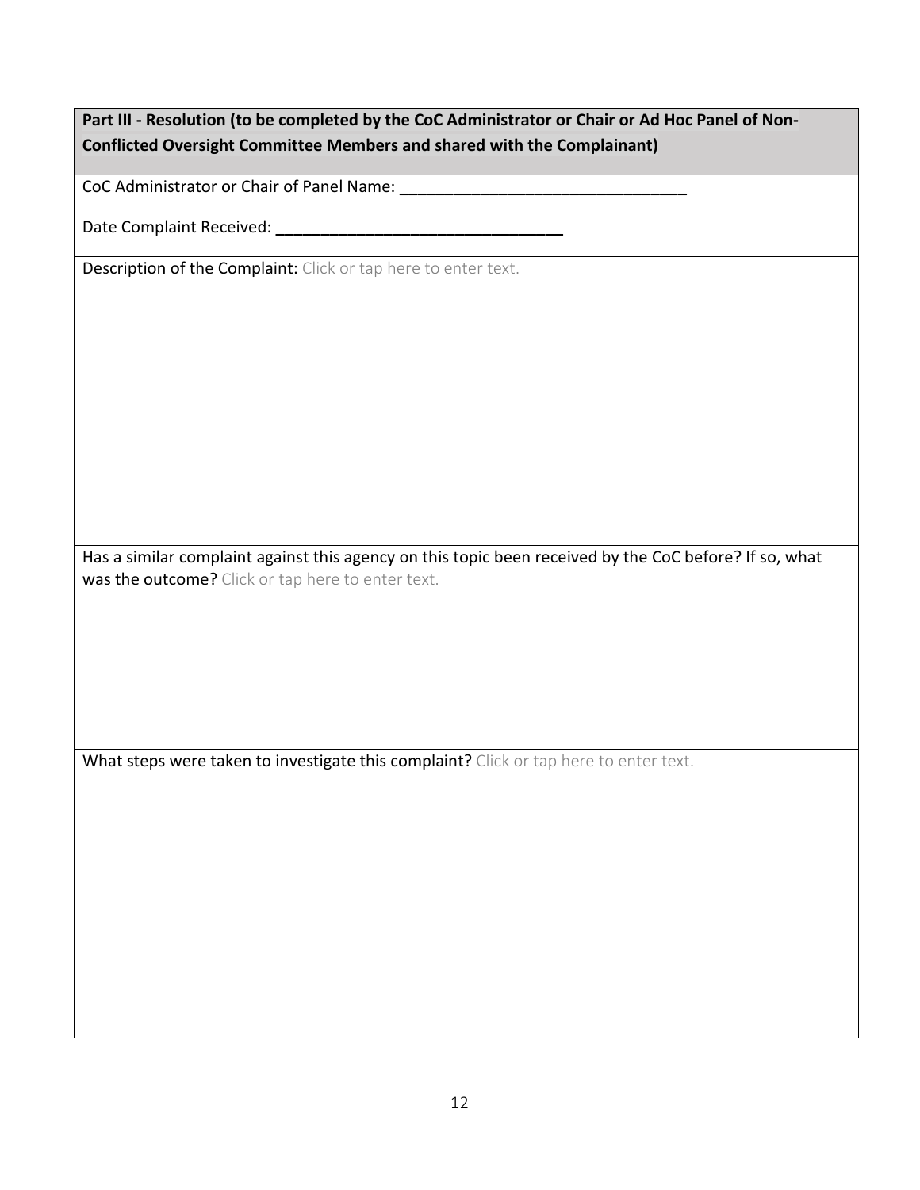**Part III - Resolution (to be completed by the CoC Administrator or Chair or Ad Hoc Panel of Non-Conflicted Oversight Committee Members and shared with the Complainant)**

CoC Administrator or Chair of Panel Name: ________________________________

Date Complaint Received: ________________________________

Description of the Complaint: Click or tap here to enter text.

Has a similar complaint against this agency on this topic been received by the CoC before? If so, what was the outcome? Click or tap here to enter text.

What steps were taken to investigate this complaint? Click or tap here to enter text.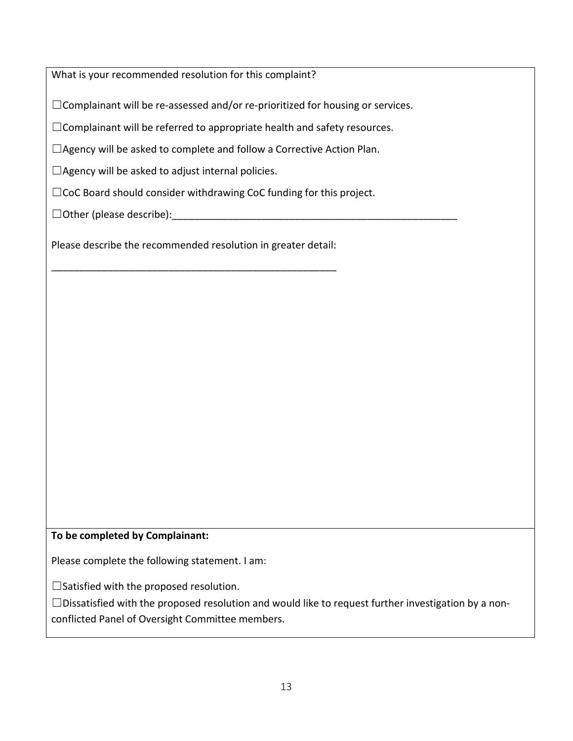What is your recommended resolution for this complaint?

☐Complainant will be re-assessed and/or re-prioritized for housing or services.

☐Complainant will be referred to appropriate health and safety resources.

☐Agency will be asked to complete and follow a Corrective Action Plan.

☐Agency will be asked to adjust internal policies.

☐CoC Board should consider withdrawing CoC funding for this project.

☐Other (please describe):_____________________________________________________

Please describe the recommended resolution in greater detail:

_____________________________________________________

**To be completed by Complainant:**

Please complete the following statement. I am:

☐Satisfied with the proposed resolution.

☐Dissatisfied with the proposed resolution and would like to request further investigation by a non-conflicted Panel of Oversight Committee members.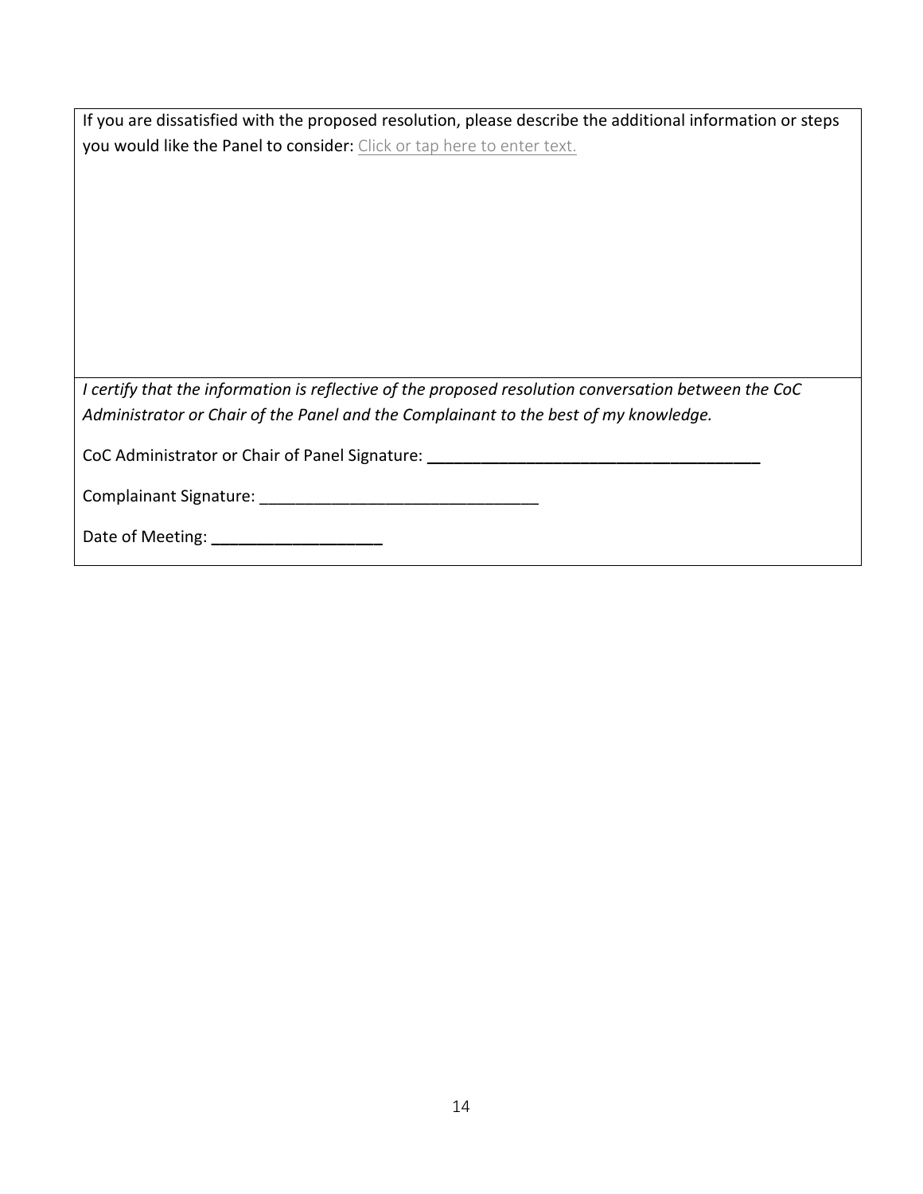If you are dissatisfied with the proposed resolution, please describe the additional information or steps you would like the Panel to consider: Click or tap here to enter text.

*I certify that the information is reflective of the proposed resolution conversation between the CoC Administrator or Chair of the Panel and the Complainant to the best of my knowledge.*

CoC Administrator or Chair of Panel Signature: ___________________________________

Complainant Signature: ______________________________

Date of Meeting: __________________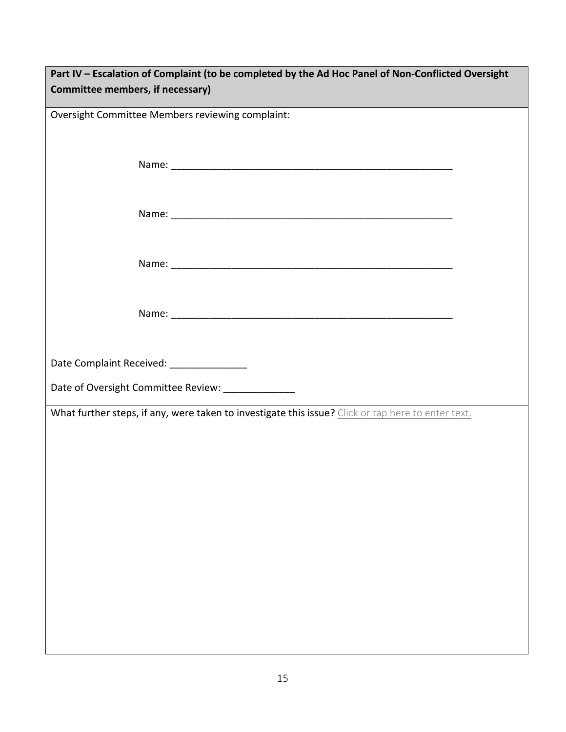**Part IV – Escalation of Complaint (to be completed by the Ad Hoc Panel of Non-Conflicted Oversight Committee members, if necessary)**

Oversight Committee Members reviewing complaint:

Name: ____________________________________________________

Name: ____________________________________________________

Name: ____________________________________________________

Name: ____________________________________________________

Date Complaint Received: ______________

Date of Oversight Committee Review: _____________

What further steps, if any, were taken to investigate this issue? Click or tap here to enter text.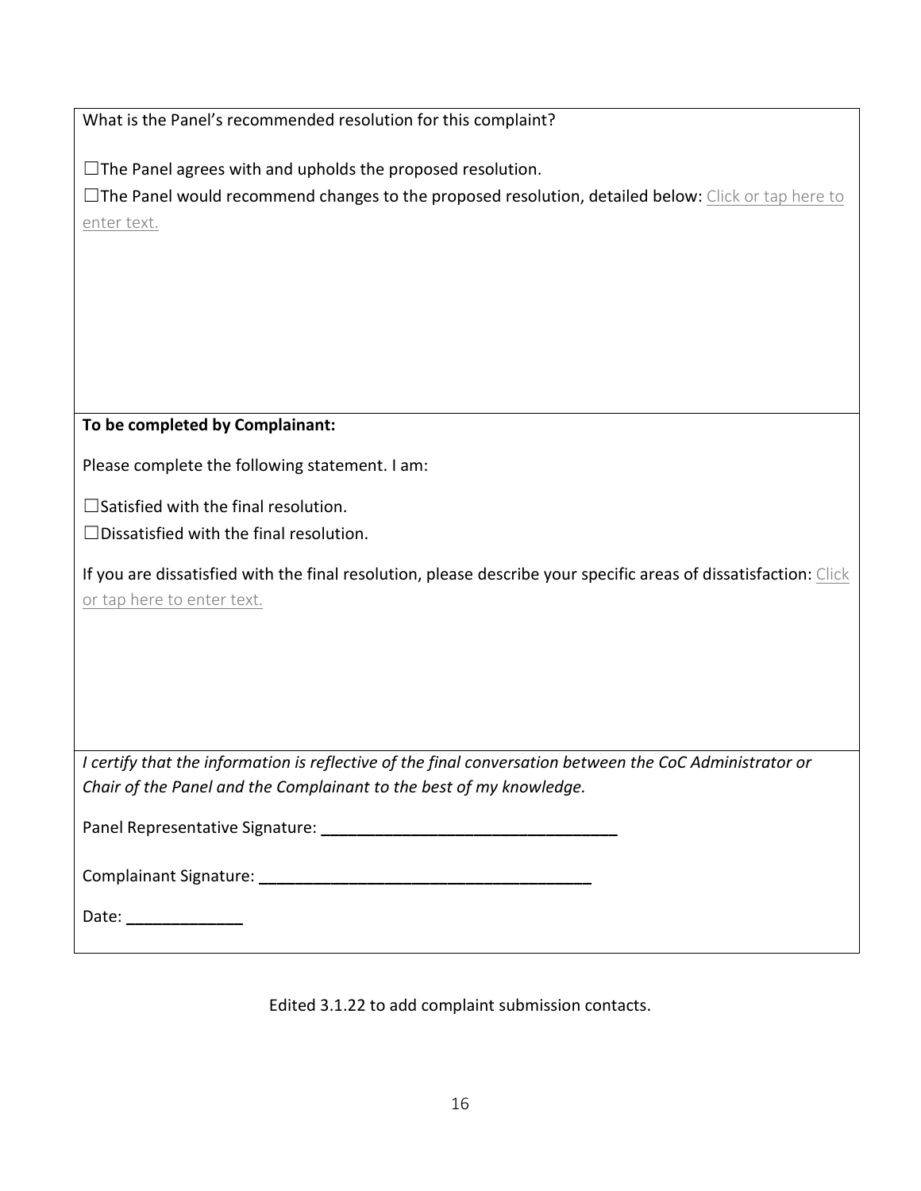What is the Panel's recommended resolution for this complaint?

☐The Panel agrees with and upholds the proposed resolution.

☐The Panel would recommend changes to the proposed resolution, detailed below: Click or tap here to enter text.

**To be completed by Complainant:**

Please complete the following statement. I am:

☐Satisfied with the final resolution.

☐Dissatisfied with the final resolution.

If you are dissatisfied with the final resolution, please describe your specific areas of dissatisfaction: Click or tap here to enter text.

*I certify that the information is reflective of the final conversation between the CoC Administrator or Chair of the Panel and the Complainant to the best of my knowledge.*

Panel Representative Signature: ________________________________

Complainant Signature: ____________________________________

Date: ____________

Edited 3.1.22 to add complaint submission contacts.